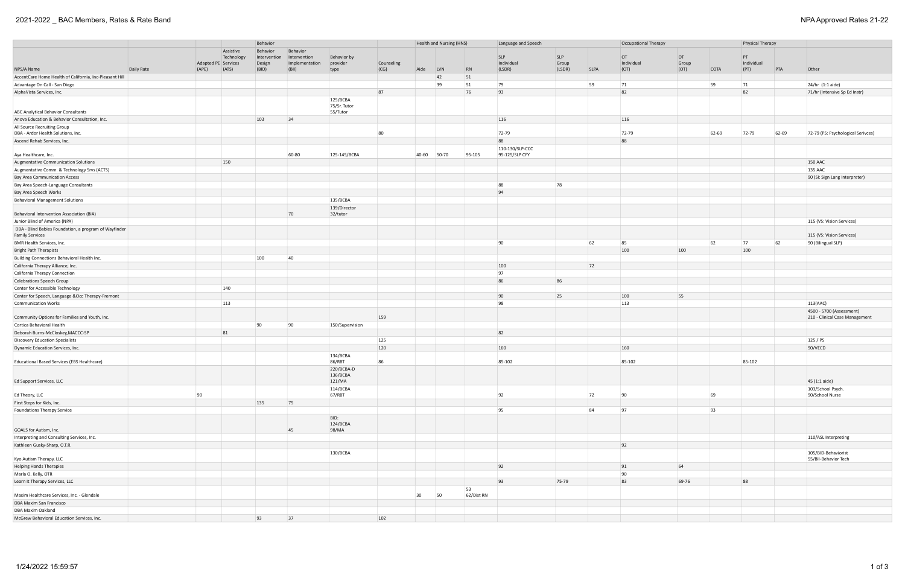# 2021-2022 _ BAC Members, Rates & Rate Band

NPA Approved Rates 21-22

| NPS/A Name | Daily Rate | Adapted PE (APE) | Assistive Technology Services (ATS) | Behavior: Behavior Intervention Design (BID) | Behavior: Behavior Intervention Implementation (BII) | Behavior: Behavior by provider type | Counseling (CG) | Health and Nursing (HNS): Aide | Health and Nursing (HNS): LVN | Health and Nursing (HNS): RN | Language and Speech: SLP Individual (LSDR) | Language and Speech: SLP Group (LSDR) | Language and Speech: SLPA | Occupational Therapy: OT Individual (OT) | Occupational Therapy: OT Group (OT) | Occupational Therapy: COTA | Physical Therapy: PT Individual (PT) | Physical Therapy: PTA | Other |
|---|---|---|---|---|---|---|---|---|---|---|---|---|---|---|---|---|---|---|---|
| AccentCare Home Health of California, Inc-Pleasant Hill | | | | | | | | | 42 | 51 | | | | | | | | | |
| Advantage On Call - San Diego | | | | | | | | | 39 | 51 | 79 | | 59 | 71 | | 59 | 71 | | 24/hr (1:1 aide) |
| AlphaVista Services, Inc. | | | | | | | 87 | | | 76 | 93 | | | 82 | | | 82 | | 71/hr (Intensive Sp Ed Instr) |
| ABC Analytical Behavior Consultants | | | | | | 125/BCBA 75/Sr. Tutor 55/Tutor | | | | | | | | | | | | | |
| Anova Education & Behavior Consultation, Inc. | | | | 103 | 34 | | | | | | 116 | | | 116 | | | | | |
| All Source Recruiting Group DBA - Ardor Health Solutions, Inc. | | | | | | | 80 | | | | 72-79 | | | 72-79 | | 62-69 | 72-79 | 62-69 | 72-79 (PS: Psychological Serivces) |
| Ascend Rehab Services, Inc. | | | | | | | | | | | 88 | | | 88 | | | | | |
| Aya Healthcare, Inc. | | | | | 60-80 | 125-145/BCBA | | 40-60 | 50-70 | 95-105 | 110-130/SLP-CCC 95-125/SLP CFY | | | | | | | | |
| Augmentative Communication Solutions | | | 150 | | | | | | | | | | | | | | | | 150 AAC |
| Augmentative Comm. & Technology Srvs (ACTS) | | | | | | | | | | | | | | | | | | | 135 AAC |
| Bay Area Communication Access | | | | | | | | | | | | | | | | | | | 90 (SI: Sign Lang Interpreter) |
| Bay Area Speech-Language Consultants | | | | | | | | | | | 88 | 78 | | | | | | | |
| Bay Area Speech Works | | | | | | | | | | | 94 | | | | | | | | |
| Behavioral Management Solutions | | | | | | 135/BCBA | | | | | | | | | | | | | |
| Behavioral Intervention Association (BIA) | | | | | 70 | 139/Director 32/tutor | | | | | | | | | | | | | |
| Junior Blind of America (NPA) | | | | | | | | | | | | | | | | | | | 115 (VS: Vision Services) |
| DBA - Blind Babies Foundation, a program of Wayfinder Family Services | | | | | | | | | | | | | | | | | | | 115 (VS: Vision Services) |
| BMR Health Services, Inc. | | | | | | | | | | | 90 | | 62 | 85 | | 62 | 77 | 62 | 90 (Bilingual SLP) |
| Bright Path Therapists | | | | | | | | | | | | | | 100 | 100 | | 100 | | |
| Building Connections Behavioral Health Inc. | | | | 100 | 40 | | | | | | | | | | | | | | |
| California Therapy Alliance, Inc. | | | | | | | | | | | 100 | | 72 | | | | | | |
| California Therapy Connection | | | | | | | | | | | 97 | | | | | | | | |
| Celebrations Speech Group | | | | | | | | | | | 86 | 86 | | | | | | | |
| Center for Accessible Technology | | | 140 | | | | | | | | | | | | | | | | |
| Center for Speech, Language &Occ Therapy-Fremont | | | | | | | | | | | 90 | 25 | | 100 | 55 | | | | |
| Communication Works | | | 113 | | | | | | | | 98 | | | 113 | | | | | 113(AAC) |
| Community Options for Families and Youth, Inc. | | | | | | | 159 | | | | | | | | | | | | 4500 - 5700 (Assessment) 210 - Clinical Case Management |
| Cortica Behavioral Health | | | | 90 | 90 | 150/Supervision | | | | | | | | | | | | | |
| Deborah Burns-McCloskey,MACCC-SP | | | 81 | | | | | | | | 82 | | | | | | | | |
| Discovery Education Specialists | | | | | | | 125 | | | | | | | | | | | | 125 / PS |
| Dynamic Education Services, Inc. | | | | | | | 120 | | | | 160 | | | 160 | | | | | 90/VECD |
| Educational Based Services (EBS Healthcare) | | | | | | 134/BCBA 86/RBT | 86 | | | | 85-102 | | | 85-102 | | | 85-102 | | |
| Ed Support Services, LLC | | | | | | 220/BCBA-D 136/BCBA 121/MA | | | | | | | | | | | | | 45 (1:1 aide) |
| Ed Theory, LLC | | 90 | | | | 114/BCBA 67/RBT | | | | | 92 | | 72 | 90 | | 69 | | | 103/School Psych. 90/School Nurse |
| First Steps for Kids, Inc. | | | | 135 | 75 | | | | | | | | | | | | | | |
| Foundations Therapy Service | | | | | | | | | | | 95 | | 84 | 97 | | 93 | | | |
| GOALS for Autism, Inc. | | | | | 45 | BID: 124/BCBA 98/MA | | | | | | | | | | | | | |
| Interpreting and Consulting Services, Inc. | | | | | | | | | | | | | | | | | | | 110/ASL Interpreting |
| Kathleen Gusky-Sharp, O.T.R. | | | | | | | | | | | | | | 92 | | | | | |
| Kyo Autism Therapy, LLC | | | | | | 130/BCBA | | | | | | | | | | | | | 105/BID-Behaviorist 55/BII-Behavior Tech |
| Helping Hands Therapies | | | | | | | | | | | 92 | | | 91 | 64 | | | | |
| Marla O. Kelly, OTR | | | | | | | | | | | | | | 90 | | | | | |
| Learn It Therapy Services, LLC | | | | | | | | | | | 93 | 75-79 | | 83 | 69-76 | | 88 | | |
| Maxim Healthcare Services, Inc. - Glendale | | | | | | | | 30 | 50 | 53 62/Dist RN | | | | | | | | | |
| DBA Maxim San Francisco | | | | | | | | | | | | | | | | | | | |
| DBA Maxim Oakland | | | | | | | | | | | | | | | | | | | |
| McGrew Behavioral Education Services, Inc. | | | | 93 | 37 | | 102 | | | | | | | | | | | | |

1/24/2022 15:59:57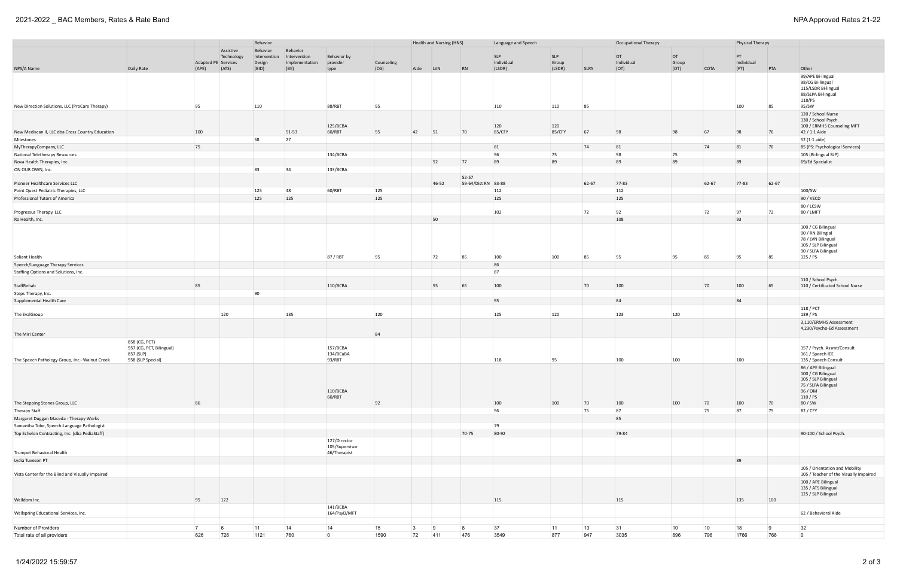| | | | | Behavior | | | | Health and Nursing (HNS) | | | Language and Speech | | | Occupational Therapy | | | Physical Therapy | | |
|---|---|---|---|---|---|---|---|---|---|---|---|---|---|---|---|---|---|---|---|
| NPS/A Name | Daily Rate | Adapted PE (APE) | Assistive Technology Services (ATS) | Behavior Intervention Design (BID) | Behavior Intervention Implementation (BII) | Behavior by provider type | Counseling (CG) | Aide | LVN | RN | SLP Individual (LSDR) | SLP Group (LSDR) | SLPA | OT Individual (OT) | OT Group (OT) | COTA | PT Individual (PT) | PTA | Other |
| New Direction Solutions, LLC (ProCare Therapy) | | 95 | | 110 | | 88/RBT | 95 | | | | 110 | 110 | 85 | | | | 100 | 85 | 99/APE Bi-lingual 98/CG Bi-lingual 115/LSDR Bi-lingual 88/SLPA Bi-lingual 118/PS 95/SW |
| New Mediscan II, LLC dba Cross Country Education | | 100 | | | 51-53 | 125/BCBA 60/RBT | 95 | 42 | 51 | 70 | 120 85/CFY | 120 85/CFY | 67 | 98 | 98 | 67 | 98 | 76 | 120 / School Nurse 130 / School Psych. 100 / ERMHS Counseling MFT 42 / 1:1 Aide |
| Milestones | | | | 68 | 27 | | | | | | | | | | | | | | 52 (1:1 aide) |
| MyTherapyCompany, LLC | | 75 | | | | | | | | | 81 | | 74 | 81 | | 74 | 81 | 76 | 85 (PS: Psychological Services) |
| National Teletherapy Resources | | | | | | 134/BCBA | | | | | 96 | 75 | | 98 | 75 | | | | 105 (Bi-lingual SLP) |
| Nova Health Therapies, Inc. | | | | | | | | | 52 | 77 | 89 | 89 | | 89 | 89 | | 89 | | 69/Ed Specialist |
| ON OUR OWN, Inc. | | | | 83 | 34 | 133/BCBA | | | | | | | | | | | | | |
| Pioneer Healthcare Services LLC | | | | | | | | | 46-52 | 52-57 59-64/Dist RN | 83-88 | | 62-67 | 77-83 | | 62-67 | 77-83 | 62-67 | |
| Point Quest Pediatric Therapies, LLC | | | | 125 | 48 | 60/RBT | 125 | | | | 112 | | | 112 | | | | | 100/SW |
| Professional Tutors of America | | | | 125 | 125 | | 125 | | | | 125 | | | 125 | | | | | 90 / VECD |
| Progressus Therapy, LLC | | | | | | | | | | | 102 | | 72 | 92 | | 72 | 97 | 72 | 80 / LCSW 80 / LMFT |
| Ro Health, Inc. | | | | | | | | | 50 | | | | | 108 | | | 93 | | |
| Soliant Health | | | | | | 87 / RBT | 95 | | 72 | 85 | 100 | 100 | 85 | 95 | 95 | 85 | 95 | 85 | 100 / CG Bilingual 90 / RN Bilingual 78 / LVN Bilingual 105 / SLP Bilingual 90 / SLPA Bilingual 125 / PS |
| Speech/Language Therapy Services | | | | | | | | | | | 86 | | | | | | | | |
| Staffing Options and Solutions, Inc. | | | | | | | | | | | 87 | | | | | | | | |
| StaffRehab | | 85 | | | | 110/BCBA | | | 55 | 65 | 100 | | 70 | 100 | | 70 | 100 | 65 | 110 / School Psych. 110 / Certificated School Nurse |
| Steps Therapy, Inc. | | | | 90 | | | | | | | | | | | | | | | |
| Supplemental Health Care | | | | | | | | | | | 95 | | | 84 | | | 84 | | |
| The EvalGroup | | | 120 | | 135 | | 120 | | | | 125 | 120 | | 123 | 120 | | | | 118 / PCT 139 / PS |
| The Miri Center | | | | | | | 84 | | | | | | | | | | | | 3,110/ERMHS Assessment 4,230/Psycho-Ed Assessment |
| The Speech Pathology Group, Inc.- Walnut Creek | 858 (CG, PCT) 957 (CG, PCT, Bilingual) 857 (SLP) 958 (SLP Special) | | | | | 157/BCBA 134/BCaBA 93/RBT | | | | | 118 | 95 | | 100 | 100 | | 100 | | 157 / Psych. Assmt/Consult 161 / Speech IEE 135 / Speech Consult |
| The Stepping Stones Group, LLC | | 86 | | | | 110/BCBA 60/RBT | 92 | | | | 100 | 100 | 70 | 100 | 100 | 70 | 100 | 70 | 86 / APE Bilingual 100 / CG Bilingual 105 / SLP Bilingual 75 / SLPA Bilingual 96 / OM 110 / PS 80 / SW |
| Therapy Staff | | | | | | | | | | | 96 | | 75 | 87 | | 75 | 87 | 75 | 82 / CFY |
| Margaret Duggan Maceda - Therapy Works | | | | | | | | | | | | | | 85 | | | | | |
| Samantha Tobe, Speech-Language Pathologist | | | | | | | | | | | 79 | | | | | | | | |
| Top Echelon Contracting, Inc. (dba PediaStaff) | | | | | | | | | | 70-75 | 80-92 | | | 79-84 | | | | | 90-100 / School Psych. |
| Trumpet Behavioral Health | | | | | | 127/Director 105/Supervisor 46/Therapist | | | | | | | | | | | | | |
| Lydia Tuveson PT | | | | | | | | | | | | | | | | | 89 | | |
| Vista Center for the Blind and Visually Impaired | | | | | | | | | | | | | | | | | | | 105 / Orientation and Mobility 105 / Teacher of the Visually Impaired |
| Welldom Inc. | | 95 | 122 | | | | | | | | 115 | | | 115 | | | 135 | 100 | 100 / APE Bilingual 135 / ATS Bilingual 125 / SLP Bilingual |
| Wellspring Educational Services, Inc. | | | | | | 141/BCBA 164/PsyD/MFT | | | | | | | | | | | | | 62 / Behavioral Aide |
| Number of Providers | | 7 | 6 | 11 | 14 | 14 | 15 | 3 | 9 | 8 | 37 | 11 | 13 | 31 | 10 | 10 | 18 | 9 | 32 |
| Total rate of all providers | | 626 | 726 | 1121 | 760 | 0 | 1590 | 72 | 411 | 476 | 3549 | 877 | 947 | 3035 | 896 | 796 | 1766 | 766 | 0 |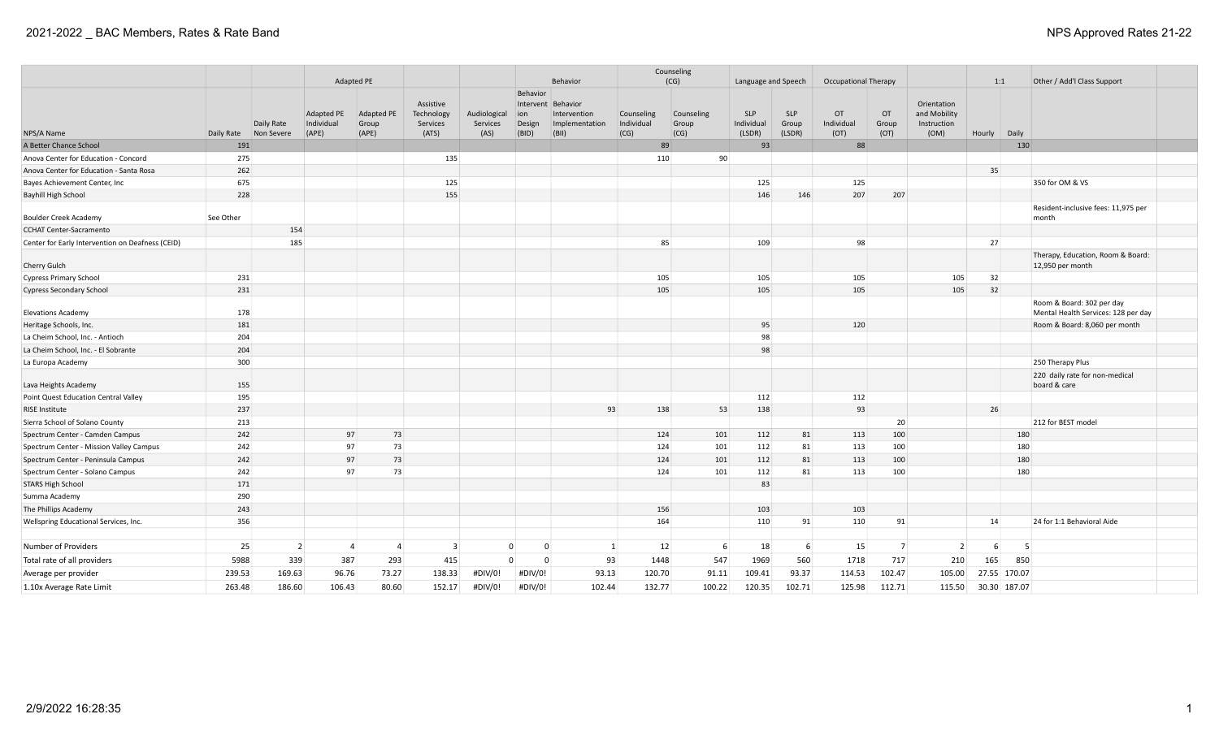| | | | Adapted PE | | | | Behavior | | Counseling (CG) | | Language and Speech | | Occupational Therapy | | | 1:1 | | Other / Add'l Class Support |
|---|---|---|---|---|---|---|---|---|---|---|---|---|---|---|---|---|---|---|
| NPS/A Name | Daily Rate | Daily Rate Non Severe | Adapted PE Individual (APE) | Adapted PE Group (APE) | Assistive Technology Services (ATS) | Audiological Services (AS) | Behavior Intervention Design (BID) | Behavior Intervention Implementation (BII) | Counseling Individual (CG) | Counseling Group (CG) | SLP Individual (LSDR) | SLP Group (LSDR) | OT Individual (OT) | OT Group (OT) | Orientation and Mobility Instruction (OM) | Hourly | Daily | |
| A Better Chance School | 191 | | | | | | | | 89 | | 93 | | 88 | | | | 130 | |
| Anova Center for Education - Concord | 275 | | | | 135 | | | | 110 | 90 | | | | | | | | |
| Anova Center for Education - Santa Rosa | 262 | | | | | | | | | | | | | | | 35 | | |
| Bayes Achievement Center, Inc | 675 | | | | 125 | | | | | | 125 | | 125 | | | | | 350 for OM & VS |
| Bayhill High School | 228 | | | | 155 | | | | | | 146 | 146 | 207 | 207 | | | | |
| Boulder Creek Academy | See Other | | | | | | | | | | | | | | | | | Resident-inclusive fees: 11,975 per month |
| CCHAT Center-Sacramento | | 154 | | | | | | | | | | | | | | | | |
| Center for Early Intervention on Deafness (CEID) | | 185 | | | | | | | 85 | | 109 | | 98 | | | 27 | | |
| Cherry Gulch | | | | | | | | | | | | | | | | | | Therapy, Education, Room & Board: 12,950 per month |
| Cypress Primary School | 231 | | | | | | | | 105 | | 105 | | 105 | | 105 | 32 | | |
| Cypress Secondary School | 231 | | | | | | | | 105 | | 105 | | 105 | | 105 | 32 | | |
| Elevations Academy | 178 | | | | | | | | | | | | | | | | | Room & Board: 302 per day Mental Health Services: 128 per day |
| Heritage Schools, Inc. | 181 | | | | | | | | | | 95 | | 120 | | | | | Room & Board: 8,060 per month |
| La Cheim School, Inc. - Antioch | 204 | | | | | | | | | | 98 | | | | | | | |
| La Cheim School, Inc. - El Sobrante | 204 | | | | | | | | | | 98 | | | | | | | |
| La Europa Academy | 300 | | | | | | | | | | | | | | | | | 250 Therapy Plus |
| Lava Heights Academy | 155 | | | | | | | | | | | | | | | | | 220 daily rate for non-medical board & care |
| Point Quest Education Central Valley | 195 | | | | | | | | | | 112 | | 112 | | | | | |
| RISE Institute | 237 | | | | | | | 93 | 138 | 53 | 138 | | 93 | | | 26 | | |
| Sierra School of Solano County | 213 | | | | | | | | | | | | | 20 | | | | 212 for BEST model |
| Spectrum Center - Camden Campus | 242 | | 97 | 73 | | | | | 124 | 101 | 112 | 81 | 113 | 100 | | | 180 | |
| Spectrum Center - Mission Valley Campus | 242 | | 97 | 73 | | | | | 124 | 101 | 112 | 81 | 113 | 100 | | | 180 | |
| Spectrum Center - Peninsula Campus | 242 | | 97 | 73 | | | | | 124 | 101 | 112 | 81 | 113 | 100 | | | 180 | |
| Spectrum Center - Solano Campus | 242 | | 97 | 73 | | | | | 124 | 101 | 112 | 81 | 113 | 100 | | | 180 | |
| STARS High School | 171 | | | | | | | | | | 83 | | | | | | | |
| Summa Academy | 290 | | | | | | | | | | | | | | | | | |
| The Phillips Academy | 243 | | | | | | | | 156 | | 103 | | 103 | | | | | |
| Wellspring Educational Services, Inc. | 356 | | | | | | | | 164 | | 110 | 91 | 110 | 91 | | 14 | | 24 for 1:1 Behavioral Aide |
| | | | | | | | | | | | | | | | | | | |
| Number of Providers | 25 | 2 | 4 | 4 | 3 | 0 | 0 | 1 | 12 | 6 | 18 | 6 | 15 | 7 | 2 | 6 | 5 | |
| Total rate of all providers | 5988 | 339 | 387 | 293 | 415 | 0 | 0 | 93 | 1448 | 547 | 1969 | 560 | 1718 | 717 | 210 | 165 | 850 | |
| Average per provider | 239.53 | 169.63 | 96.76 | 73.27 | 138.33 | #DIV/0! | #DIV/0! | 93.13 | 120.70 | 91.11 | 109.41 | 93.37 | 114.53 | 102.47 | 105.00 | 27.55 | 170.07 | |
| 1.10x Average Rate Limit | 263.48 | 186.60 | 106.43 | 80.60 | 152.17 | #DIV/0! | #DIV/0! | 102.44 | 132.77 | 100.22 | 120.35 | 102.71 | 125.98 | 112.71 | 115.50 | 30.30 | 187.07 | |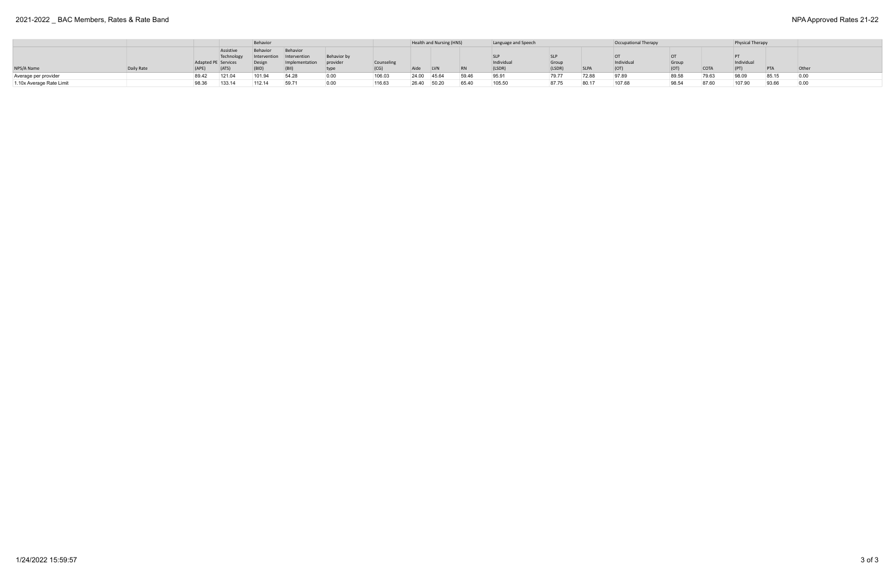| | | | | Behavior | | | | Health and Nursing (HNS) | | | Language and Speech | | | Occupational Therapy | | | Physical Therapy | | |
|---|---|---|---|---|---|---|---|---|---|---|---|---|---|---|---|---|---|---|---|
| NPS/A Name | Daily Rate | Adapted PE (APE) | Assistive Technology Services (ATS) | Behavior Intervention Design (BID) | Behavior Intervention Implementation (BII) | Behavior by provider type | Counseling (CG) | Aide | LVN | RN | SLP Individual (LSDR) | SLP Group (LSDR) | SLPA | OT Individual (OT) | OT Group (OT) | COTA | PT Individual (PT) | PTA | Other |
| Average per provider | | 89.42 | 121.04 | 101.94 | 54.28 | 0.00 | 106.03 | 24.00 | 45.64 | 59.46 | 95.91 | 79.77 | 72.88 | 97.89 | 89.58 | 79.63 | 98.09 | 85.15 | 0.00 |
| 1.10x Average Rate Limit | | 98.36 | 133.14 | 112.14 | 59.71 | 0.00 | 116.63 | 26.40 | 50.20 | 65.40 | 105.50 | 87.75 | 80.17 | 107.68 | 98.54 | 87.60 | 107.90 | 93.66 | 0.00 |